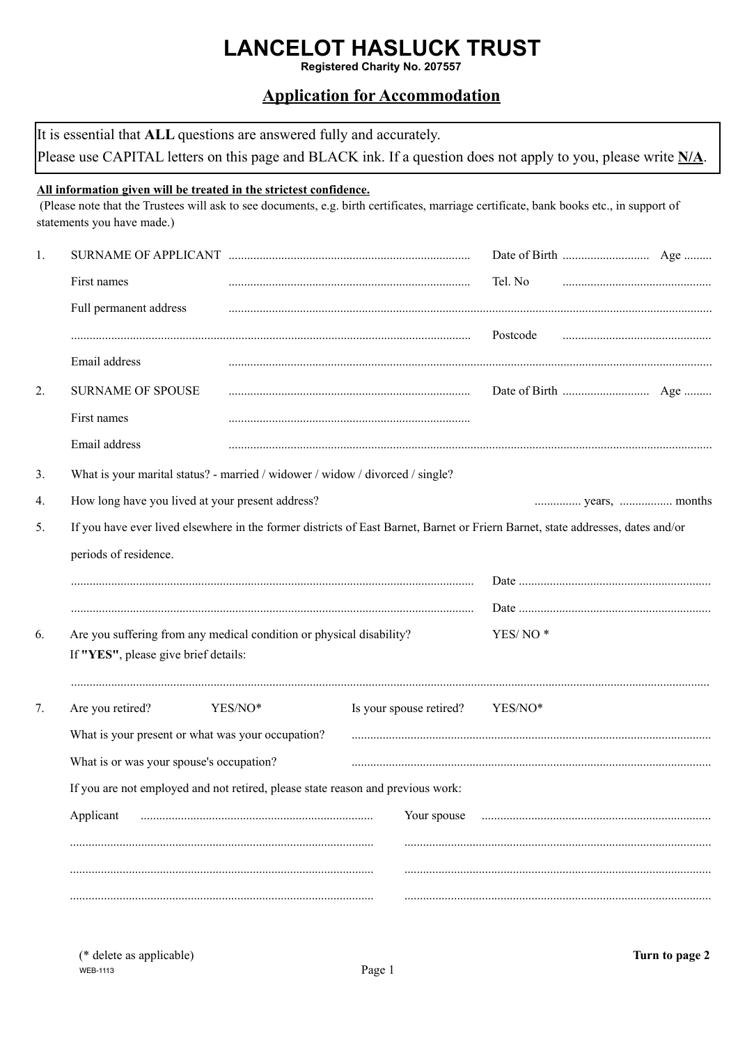# LANCELOT HASLUCK TRUST

**Registered Charity No. 207557**

## Application for Accommodation

It is essential that **ALL** questions are answered fully and accurately.
Please use CAPITAL letters on this page and BLACK ink. If a question does not apply to you, please write **N/A**.

**All information given will be treated in the strictest confidence.**
(Please note that the Trustees will ask to see documents, e.g. birth certificates, marriage certificate, bank books etc., in support of statements you have made.)

1. SURNAME OF APPLICANT ............................................................................ Date of Birth ............................ Age .........

   First names ............................................................................ Tel. No ................................................

   Full permanent address ..........................................................................................................................................

   ................................................................................................................................ Postcode ................................................

   Email address ..........................................................................................................................................

2. SURNAME OF SPOUSE ............................................................................ Date of Birth ............................ Age .........

   First names ............................................................................

   Email address ..........................................................................................................................................

3. What is your marital status? - married / widower / widow / divorced / single?

4. How long have you lived at your present address? .............. years, ................. months

5. If you have ever lived elsewhere in the former districts of East Barnet, Barnet or Friern Barnet, state addresses, dates and/or periods of residence.

   ................................................................................................................................ Date ..............................................................

   ................................................................................................................................ Date ..............................................................

6. Are you suffering from any medical condition or physical disability? YES/ NO *
   If **"YES"**, please give brief details:

   ..........................................................................................................................................................................................

7. Are you retired? YES/NO* Is your spouse retired? YES/NO*

   What is your present or what was your occupation? ..................................................................................................

   What is or was your spouse's occupation? ..................................................................................................

   If you are not employed and not retired, please state reason and previous work:

   Applicant .......................................................................... Your spouse ..........................................................................

   ................................................................................................. ..................................................................................................

   ................................................................................................. ..................................................................................................

   ................................................................................................. ..................................................................................................

(* delete as applicable)

WEB-1113

**Turn to page 2**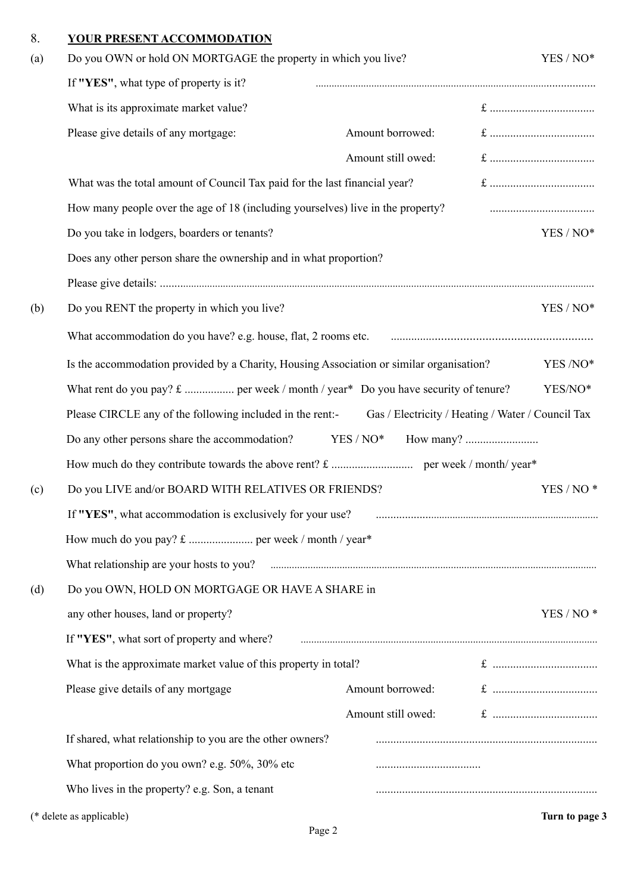## 8. YOUR PRESENT ACCOMMODATION

**(a)** Do you OWN or hold ON MORTGAGE the property in which you live? YES / NO*

If **"YES"**, what type of property is it? ..........................................................................................

What is its approximate market value? £ ....................................

Please give details of any mortgage: Amount borrowed: £ ....................................

Amount still owed: £ ....................................

What was the total amount of Council Tax paid for the last financial year? £ ....................................

How many people over the age of 18 (including yourselves) live in the property? ....................................

Do you take in lodgers, boarders or tenants? YES / NO*

Does any other person share the ownership and in what proportion?

Please give details: ..........................................................................................................................................

**(b)** Do you RENT the property in which you live? YES / NO*

What accommodation do you have? e.g. house, flat, 2 rooms etc. ................................................................

Is the accommodation provided by a Charity, Housing Association or similar organisation? YES /NO*

What rent do you pay? £ ................. per week / month / year* Do you have security of tenure? YES/NO*

Please CIRCLE any of the following included in the rent:- Gas / Electricity / Heating / Water / Council Tax

Do any other persons share the accommodation? YES / NO* How many? .........................

How much do they contribute towards the above rent? £ ............................ per week / month/ year*

**(c)** Do you LIVE and/or BOARD WITH RELATIVES OR FRIENDS? YES / NO *

If **"YES"**, what accommodation is exclusively for your use? .................................................................................

How much do you pay? £ ...................... per week / month / year*

What relationship are your hosts to you? ..........................................................................................................

**(d)** Do you OWN, HOLD ON MORTGAGE OR HAVE A SHARE in any other houses, land or property? YES / NO *

If **"YES"**, what sort of property and where? ..........................................................................................................

What is the approximate market value of this property in total? £ ....................................

Please give details of any mortgage Amount borrowed: £ ....................................

Amount still owed: £ ....................................

If shared, what relationship to you are the other owners? ...........................................................................

What proportion do you own? e.g. 50%, 30% etc ....................................

Who lives in the property? e.g. Son, a tenant ...........................................................................

(* delete as applicable)

**Turn to page 3**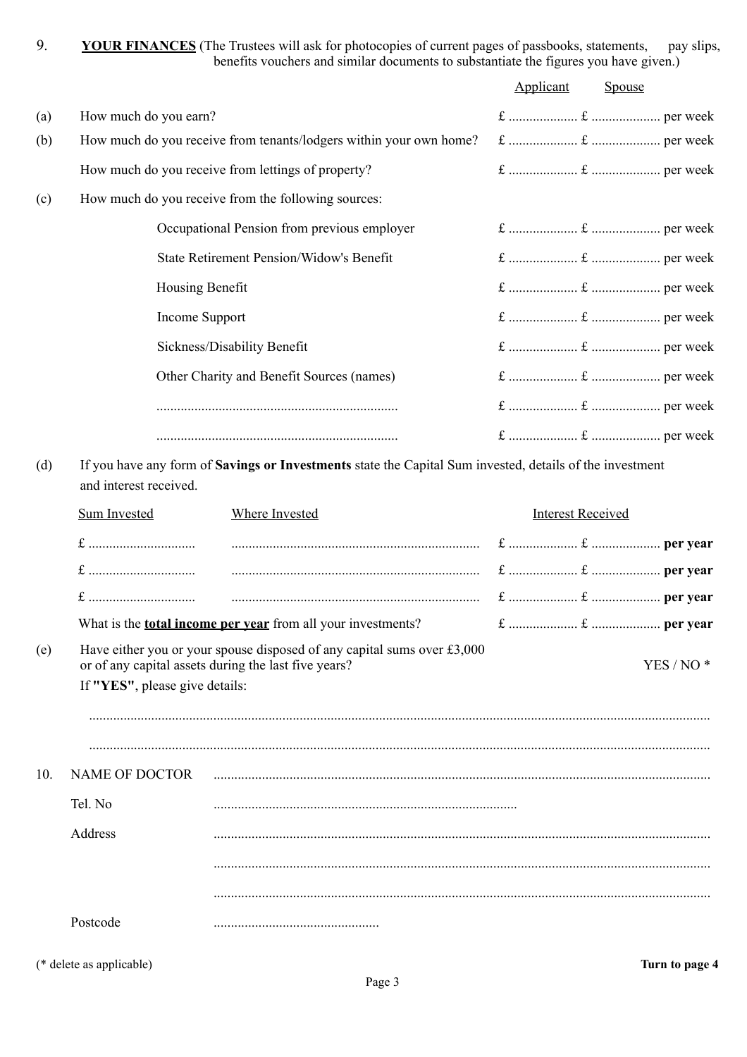9. **YOUR FINANCES** (The Trustees will ask for photocopies of current pages of passbooks, statements, pay slips, benefits vouchers and similar documents to substantiate the figures you have given.)

| | | Applicant | Spouse | |
|---|---|---|---|---|
| (a) | How much do you earn? | £ .................... | £ .................... | per week |
| (b) | How much do you receive from tenants/lodgers within your own home? | £ .................... | £ .................... | per week |
| | How much do you receive from lettings of property? | £ .................... | £ .................... | per week |
| (c) | How much do you receive from the following sources: | | | |
| | Occupational Pension from previous employer | £ .................... | £ .................... | per week |
| | State Retirement Pension/Widow's Benefit | £ .................... | £ .................... | per week |
| | Housing Benefit | £ .................... | £ .................... | per week |
| | Income Support | £ .................... | £ .................... | per week |
| | Sickness/Disability Benefit | £ .................... | £ .................... | per week |
| | Other Charity and Benefit Sources (names) | £ .................... | £ .................... | per week |
| | ...................................................................... | £ .................... | £ .................... | per week |
| | ...................................................................... | £ .................... | £ .................... | per week |

(d) If you have any form of **Savings or Investments** state the Capital Sum invested, details of the investment and interest received.

| Sum Invested | Where Invested | Interest Received | | |
|---|---|---|---|---|
| £ .............................. | ........................................................................ | £ .................... | £ .................... | **per year** |
| £ .............................. | ........................................................................ | £ .................... | £ .................... | **per year** |
| £ .............................. | ........................................................................ | £ .................... | £ .................... | **per year** |
| What is the **total income per year** from all your investments? | | £ .................... | £ .................... | **per year** |

(e) Have either you or your spouse disposed of any capital sums over £3,000 or of any capital assets during the last five years? YES / NO *

If **"YES"**, please give details:

..........................................................................................................................................................................

..........................................................................................................................................................................

10. NAME OF DOCTOR ..............................................................................................................................................

Tel. No ........................................................................................

Address ..............................................................................................................................................

..............................................................................................................................................

..............................................................................................................................................

Postcode ................................................

(* delete as applicable)

**Turn to page 4**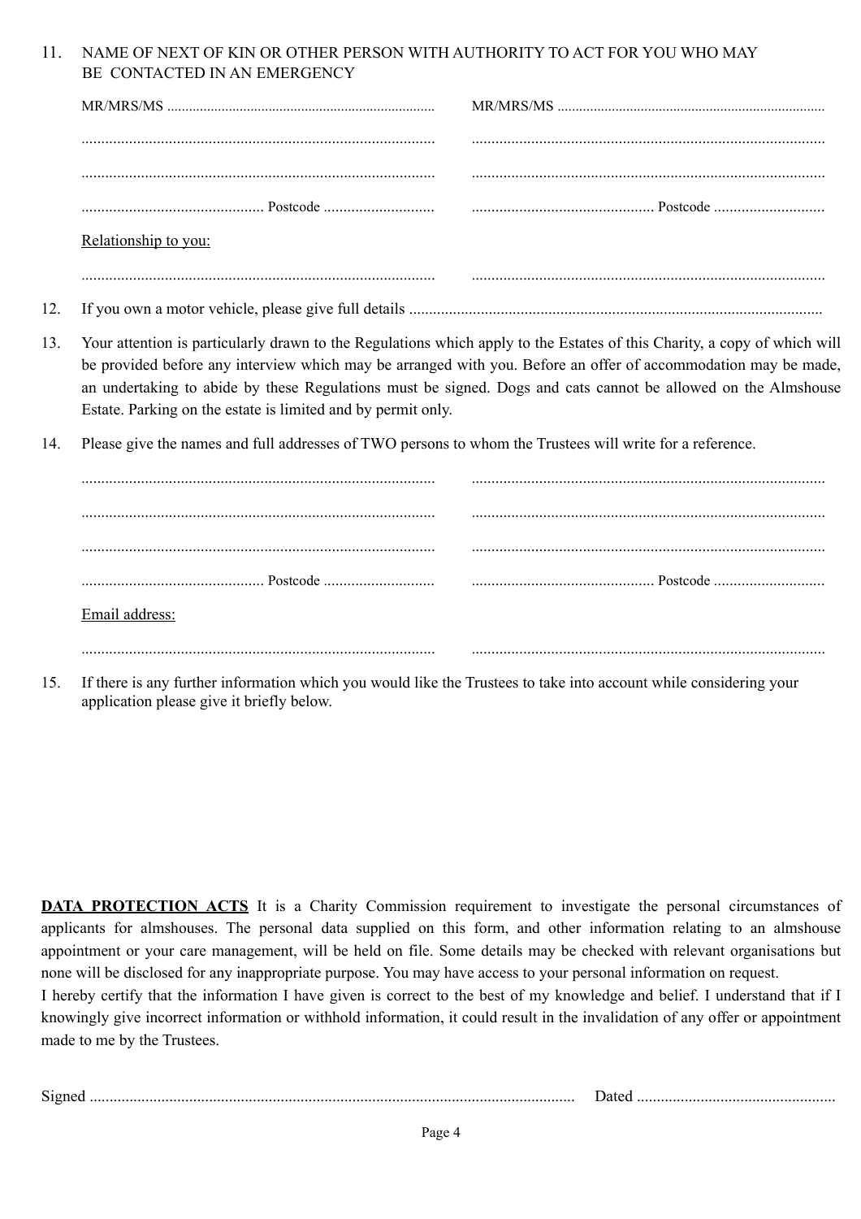11. NAME OF NEXT OF KIN OR OTHER PERSON WITH AUTHORITY TO ACT FOR YOU WHO MAY BE CONTACTED IN AN EMERGENCY

| | |
|---|---|
| MR/MRS/MS ........................................................................ | MR/MRS/MS ........................................................................ |
| ........................................................................................ | ........................................................................................ |
| ........................................................................................ | ........................................................................................ |
| ............................................. Postcode ............................ | ............................................. Postcode ............................ |

<u>Relationship to you:</u>

| | |
|---|---|
| ........................................................................................ | ........................................................................................ |

12. If you own a motor vehicle, please give full details ........................................................................................................

13. Your attention is particularly drawn to the Regulations which apply to the Estates of this Charity, a copy of which will be provided before any interview which may be arranged with you. Before an offer of accommodation may be made, an undertaking to abide by these Regulations must be signed. Dogs and cats cannot be allowed on the Almshouse Estate. Parking on the estate is limited and by permit only.

14. Please give the names and full addresses of TWO persons to whom the Trustees will write for a reference.

| | |
|---|---|
| ........................................................................................ | ........................................................................................ |
| ........................................................................................ | ........................................................................................ |
| ........................................................................................ | ........................................................................................ |
| ............................................. Postcode ............................ | ............................................. Postcode ............................ |

<u>Email address:</u>

| | |
|---|---|
| ........................................................................................ | ........................................................................................ |

15. If there is any further information which you would like the Trustees to take into account while considering your application please give it briefly below.

**<u>DATA PROTECTION ACTS</u>** It is a Charity Commission requirement to investigate the personal circumstances of applicants for almshouses. The personal data supplied on this form, and other information relating to an almshouse appointment or your care management, will be held on file. Some details may be checked with relevant organisations but none will be disclosed for any inappropriate purpose. You may have access to your personal information on request.

I hereby certify that the information I have given is correct to the best of my knowledge and belief. I understand that if I knowingly give incorrect information or withhold information, it could result in the invalidation of any offer or appointment made to me by the Trustees.

Signed ......................................................................................................................... Dated .................................................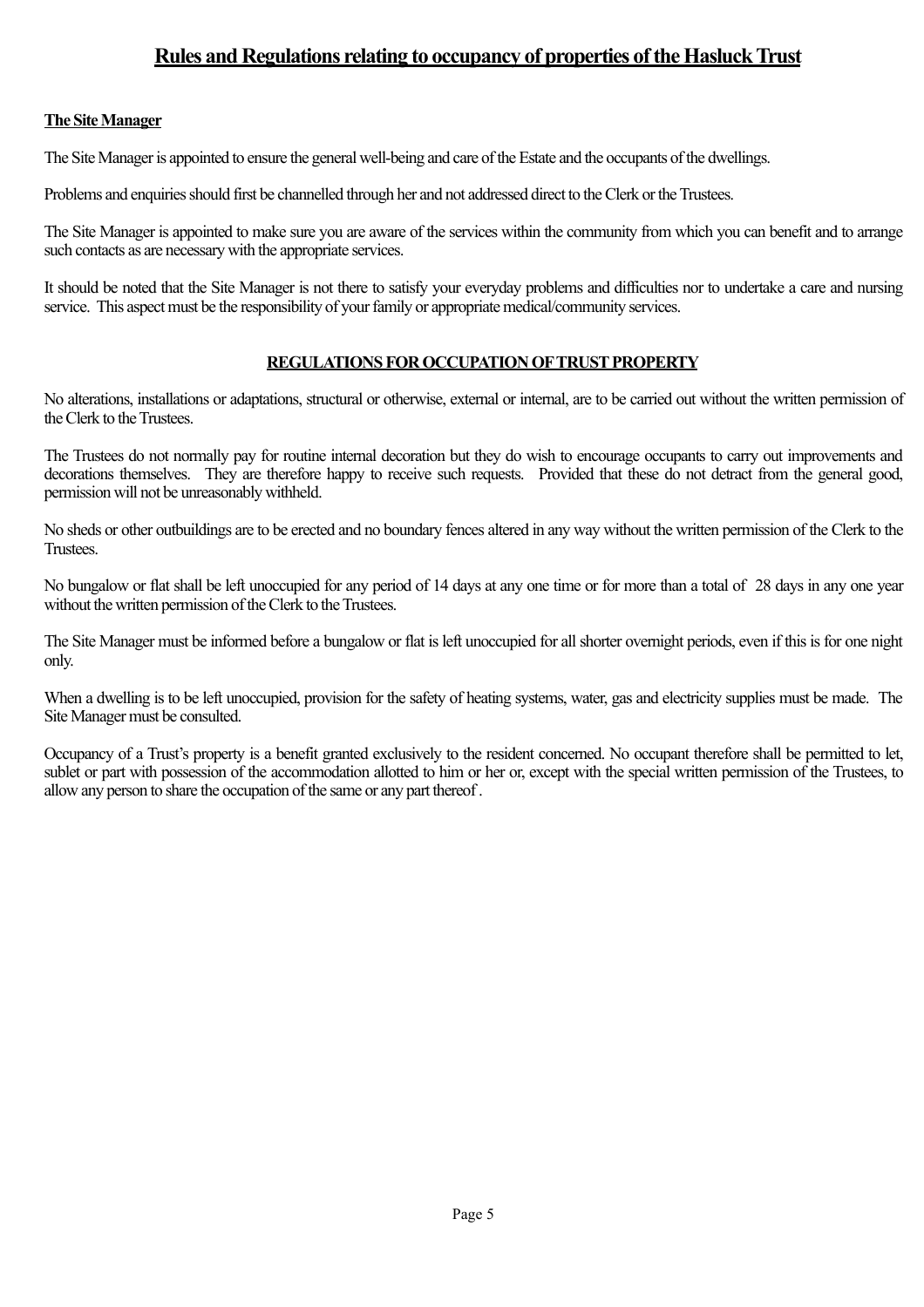# Rules and Regulations relating to occupancy of properties of the Hasluck Trust

**The Site Manager**

The Site Manager is appointed to ensure the general well-being and care of the Estate and the occupants of the dwellings.

Problems and enquiries should first be channelled through her and not addressed direct to the Clerk or the Trustees.

The Site Manager is appointed to make sure you are aware of the services within the community from which you can benefit and to arrange such contacts as are necessary with the appropriate services.

It should be noted that the Site Manager is not there to satisfy your everyday problems and difficulties nor to undertake a care and nursing service. This aspect must be the responsibility of your family or appropriate medical/community services.

## REGULATIONS FOR OCCUPATION OF TRUST PROPERTY

No alterations, installations or adaptations, structural or otherwise, external or internal, are to be carried out without the written permission of the Clerk to the Trustees.

The Trustees do not normally pay for routine internal decoration but they do wish to encourage occupants to carry out improvements and decorations themselves. They are therefore happy to receive such requests. Provided that these do not detract from the general good, permission will not be unreasonably withheld.

No sheds or other outbuildings are to be erected and no boundary fences altered in any way without the written permission of the Clerk to the Trustees.

No bungalow or flat shall be left unoccupied for any period of 14 days at any one time or for more than a total of 28 days in any one year without the written permission of the Clerk to the Trustees.

The Site Manager must be informed before a bungalow or flat is left unoccupied for all shorter overnight periods, even if this is for one night only.

When a dwelling is to be left unoccupied, provision for the safety of heating systems, water, gas and electricity supplies must be made. The Site Manager must be consulted.

Occupancy of a Trust's property is a benefit granted exclusively to the resident concerned. No occupant therefore shall be permitted to let, sublet or part with possession of the accommodation allotted to him or her or, except with the special written permission of the Trustees, to allow any person to share the occupation of the same or any part thereof.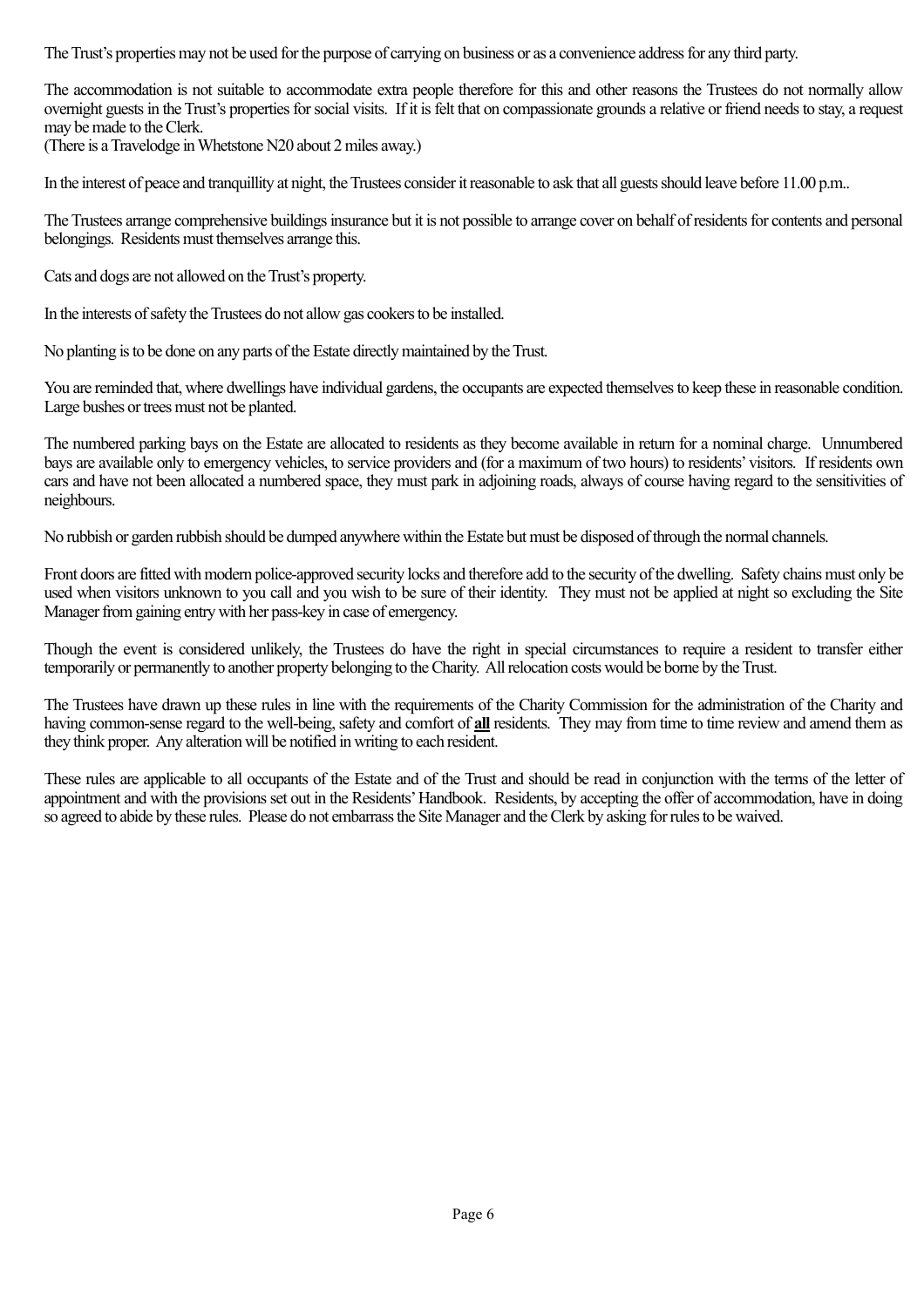The Trust's properties may not be used for the purpose of carrying on business or as a convenience address for any third party.

The accommodation is not suitable to accommodate extra people therefore for this and other reasons the Trustees do not normally allow overnight guests in the Trust's properties for social visits. If it is felt that on compassionate grounds a relative or friend needs to stay, a request may be made to the Clerk.
(There is a Travelodge in Whetstone N20 about 2 miles away.)

In the interest of peace and tranquillity at night, the Trustees consider it reasonable to ask that all guests should leave before 11.00 p.m..

The Trustees arrange comprehensive buildings insurance but it is not possible to arrange cover on behalf of residents for contents and personal belongings. Residents must themselves arrange this.

Cats and dogs are not allowed on the Trust's property.

In the interests of safety the Trustees do not allow gas cookers to be installed.

No planting is to be done on any parts of the Estate directly maintained by the Trust.

You are reminded that, where dwellings have individual gardens, the occupants are expected themselves to keep these in reasonable condition. Large bushes or trees must not be planted.

The numbered parking bays on the Estate are allocated to residents as they become available in return for a nominal charge. Unnumbered bays are available only to emergency vehicles, to service providers and (for a maximum of two hours) to residents' visitors. If residents own cars and have not been allocated a numbered space, they must park in adjoining roads, always of course having regard to the sensitivities of neighbours.

No rubbish or garden rubbish should be dumped anywhere within the Estate but must be disposed of through the normal channels.

Front doors are fitted with modern police-approved security locks and therefore add to the security of the dwelling. Safety chains must only be used when visitors unknown to you call and you wish to be sure of their identity. They must not be applied at night so excluding the Site Manager from gaining entry with her pass-key in case of emergency.

Though the event is considered unlikely, the Trustees do have the right in special circumstances to require a resident to transfer either temporarily or permanently to another property belonging to the Charity. All relocation costs would be borne by the Trust.

The Trustees have drawn up these rules in line with the requirements of the Charity Commission for the administration of the Charity and having common-sense regard to the well-being, safety and comfort of **all** residents. They may from time to time review and amend them as they think proper. Any alteration will be notified in writing to each resident.

These rules are applicable to all occupants of the Estate and of the Trust and should be read in conjunction with the terms of the letter of appointment and with the provisions set out in the Residents' Handbook. Residents, by accepting the offer of accommodation, have in doing so agreed to abide by these rules. Please do not embarrass the Site Manager and the Clerk by asking for rules to be waived.